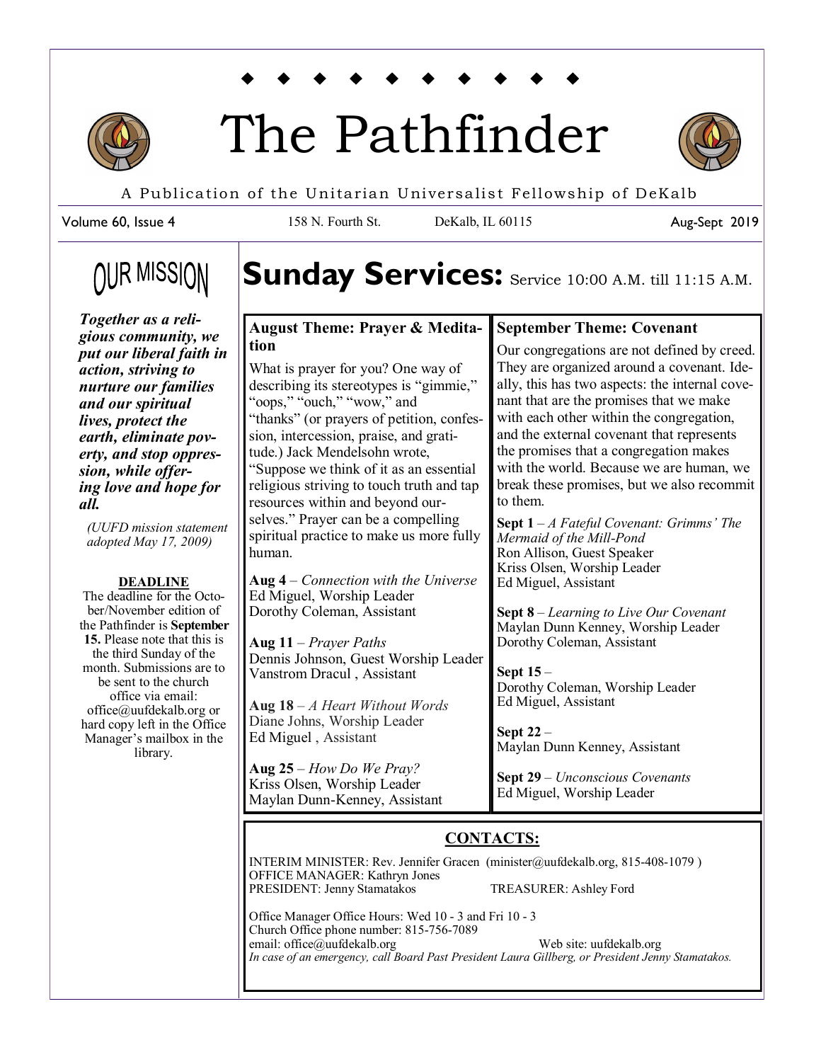# The Pathfinder

A Publication of the Unitarian Universalist Fellowship of DeKalb

Volume 60, Issue 4 | 158 N. Fourth St. | DeKalb, IL 60115 | Aug-Sept 2019

## OUR MISSION

***Together as a religious community, we put our liberal faith in action, striving to nurture our families and our spiritual lives, protect the earth, eliminate poverty, and stop oppression, while offering love and hope for all.***

*(UUFD mission statement adopted May 17, 2009)*

**DEADLINE**

The deadline for the October/November edition of the Pathfinder is **September 15.** Please note that this is the third Sunday of the month. Submissions are to be sent to the church office via email: office@uufdekalb.org or hard copy left in the Office Manager's mailbox in the library.

# Sunday Services: Service 10:00 A.M. till 11:15 A.M.

### August Theme: Prayer & Meditation

What is prayer for you? One way of describing its stereotypes is "gimmie," "oops," "ouch," "wow," and "thanks" (or prayers of petition, confession, intercession, praise, and gratitude.) Jack Mendelsohn wrote, "Suppose we think of it as an essential religious striving to touch truth and tap resources within and beyond ourselves." Prayer can be a compelling spiritual practice to make us more fully human.

**Aug 4** – *Connection with the Universe*
Ed Miguel, Worship Leader
Dorothy Coleman, Assistant

**Aug 11** – *Prayer Paths*
Dennis Johnson, Guest Worship Leader
Vanstrom Dracul , Assistant

**Aug 18** – *A Heart Without Words*
Diane Johns, Worship Leader
Ed Miguel , Assistant

**Aug 25** – *How Do We Pray?*
Kriss Olsen, Worship Leader
Maylan Dunn-Kenney, Assistant

### September Theme: Covenant

Our congregations are not defined by creed. They are organized around a covenant. Ideally, this has two aspects: the internal covenant that are the promises that we make with each other within the congregation, and the external covenant that represents the promises that a congregation makes with the world. Because we are human, we break these promises, but we also recommit to them.

**Sept 1** – *A Fateful Covenant: Grimms' The Mermaid of the Mill-Pond*
Ron Allison, Guest Speaker
Kriss Olsen, Worship Leader
Ed Miguel, Assistant

**Sept 8** – *Learning to Live Our Covenant*
Maylan Dunn Kenney, Worship Leader
Dorothy Coleman, Assistant

**Sept 15** –
Dorothy Coleman, Worship Leader
Ed Miguel, Assistant

**Sept 22** –
Maylan Dunn Kenney, Assistant

**Sept 29** – *Unconscious Covenants*
Ed Miguel, Worship Leader

## CONTACTS:

INTERIM MINISTER: Rev. Jennifer Gracen (minister@uufdekalb.org, 815-408-1079 )
OFFICE MANAGER: Kathryn Jones
PRESIDENT: Jenny Stamatakos
TREASURER: Ashley Ford

Office Manager Office Hours: Wed 10 - 3 and Fri 10 - 3
Church Office phone number: 815-756-7089
email: office@uufdekalb.org
Web site: uufdekalb.org
*In case of an emergency, call Board Past President Laura Gillberg, or President Jenny Stamatakos.*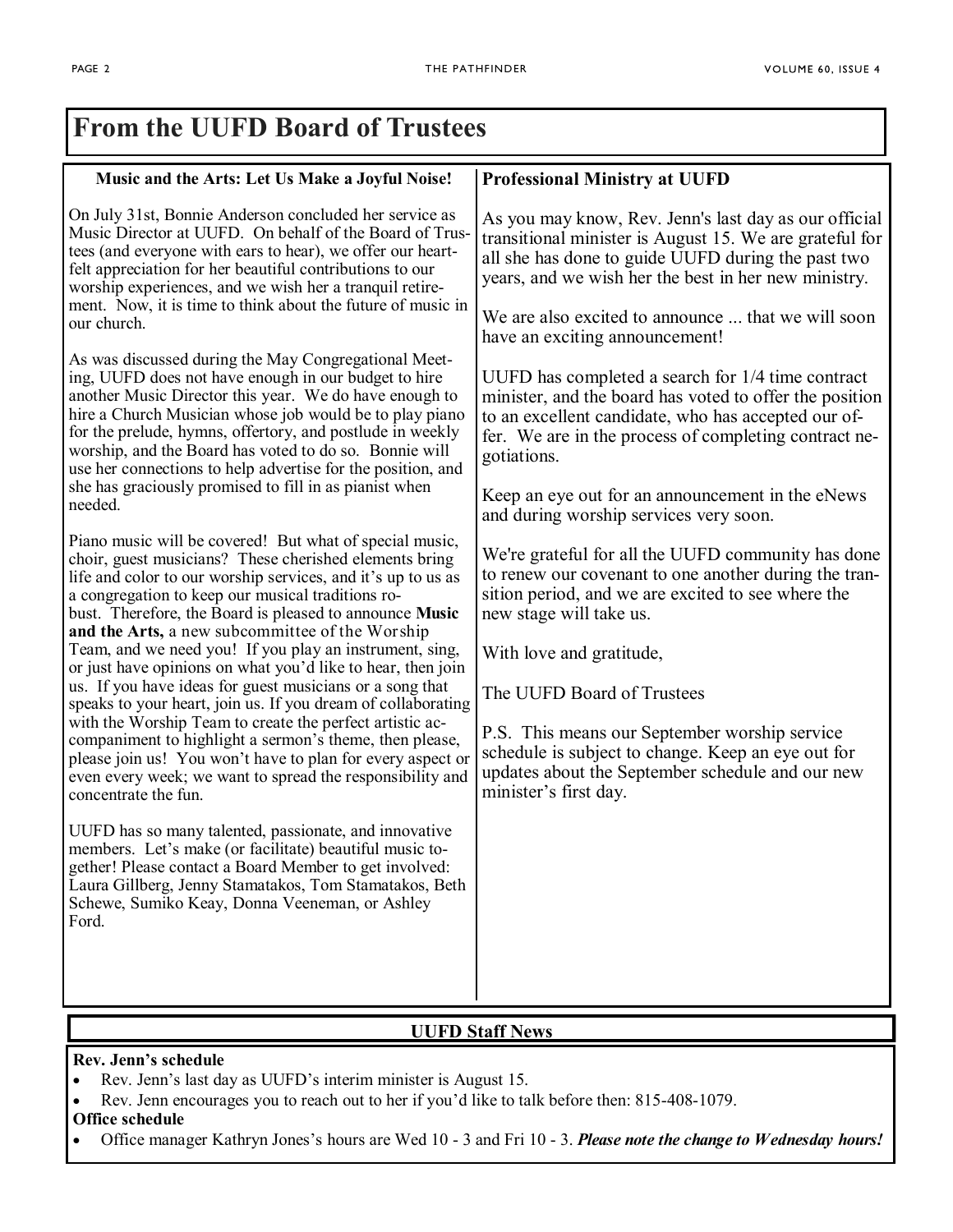# From the UUFD Board of Trustees

## Music and the Arts: Let Us Make a Joyful Noise!

On July 31st, Bonnie Anderson concluded her service as Music Director at UUFD. On behalf of the Board of Trustees (and everyone with ears to hear), we offer our heartfelt appreciation for her beautiful contributions to our worship experiences, and we wish her a tranquil retirement. Now, it is time to think about the future of music in our church.

As was discussed during the May Congregational Meeting, UUFD does not have enough in our budget to hire another Music Director this year. We do have enough to hire a Church Musician whose job would be to play piano for the prelude, hymns, offertory, and postlude in weekly worship, and the Board has voted to do so. Bonnie will use her connections to help advertise for the position, and she has graciously promised to fill in as pianist when needed.

Piano music will be covered! But what of special music, choir, guest musicians? These cherished elements bring life and color to our worship services, and it's up to us as a congregation to keep our musical traditions robust. Therefore, the Board is pleased to announce **Music and the Arts,** a new subcommittee of the Worship Team, and we need you! If you play an instrument, sing, or just have opinions on what you'd like to hear, then join us. If you have ideas for guest musicians or a song that speaks to your heart, join us. If you dream of collaborating with the Worship Team to create the perfect artistic accompaniment to highlight a sermon's theme, then please, please join us! You won't have to plan for every aspect or even every week; we want to spread the responsibility and concentrate the fun.

UUFD has so many talented, passionate, and innovative members. Let's make (or facilitate) beautiful music together! Please contact a Board Member to get involved: Laura Gillberg, Jenny Stamatakos, Tom Stamatakos, Beth Schewe, Sumiko Keay, Donna Veeneman, or Ashley Ford.

## Professional Ministry at UUFD

As you may know, Rev. Jenn's last day as our official transitional minister is August 15. We are grateful for all she has done to guide UUFD during the past two years, and we wish her the best in her new ministry.

We are also excited to announce ... that we will soon have an exciting announcement!

UUFD has completed a search for 1/4 time contract minister, and the board has voted to offer the position to an excellent candidate, who has accepted our offer. We are in the process of completing contract negotiations.

Keep an eye out for an announcement in the eNews and during worship services very soon.

We're grateful for all the UUFD community has done to renew our covenant to one another during the transition period, and we are excited to see where the new stage will take us.

With love and gratitude,

The UUFD Board of Trustees

P.S. This means our September worship service schedule is subject to change. Keep an eye out for updates about the September schedule and our new minister's first day.

# UUFD Staff News

**Rev. Jenn's schedule**

- Rev. Jenn's last day as UUFD's interim minister is August 15.
- Rev. Jenn encourages you to reach out to her if you'd like to talk before then: 815-408-1079.

**Office schedule**

- Office manager Kathryn Jones's hours are Wed 10 - 3 and Fri 10 - 3. ***Please note the change to Wednesday hours!***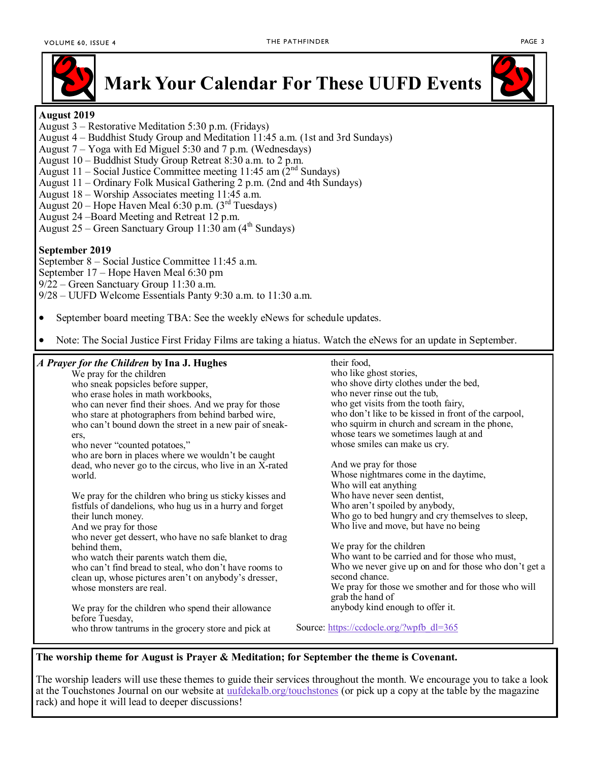# Mark Your Calendar For These UUFD Events

**August 2019**

August 3 – Restorative Meditation 5:30 p.m. (Fridays)
August 4 – Buddhist Study Group and Meditation 11:45 a.m. (1st and 3rd Sundays)
August 7 – Yoga with Ed Miguel 5:30 and 7 p.m. (Wednesdays)
August 10 – Buddhist Study Group Retreat 8:30 a.m. to 2 p.m.
August 11 – Social Justice Committee meeting 11:45 am (2nd Sundays)
August 11 – Ordinary Folk Musical Gathering 2 p.m. (2nd and 4th Sundays)
August 18 – Worship Associates meeting 11:45 a.m.
August 20 – Hope Haven Meal 6:30 p.m. (3rd Tuesdays)
August 24 –Board Meeting and Retreat 12 p.m.
August 25 – Green Sanctuary Group 11:30 am (4th Sundays)

**September 2019**

September 8 – Social Justice Committee 11:45 a.m.
September 17 – Hope Haven Meal 6:30 pm
9/22 – Green Sanctuary Group 11:30 a.m.
9/28 – UUFD Welcome Essentials Panty 9:30 a.m. to 11:30 a.m.

- September board meeting TBA: See the weekly eNews for schedule updates.
- Note: The Social Justice First Friday Films are taking a hiatus. Watch the eNews for an update in September.

***A Prayer for the Children*** **by Ina J. Hughes**

We pray for the children
who sneak popsicles before supper,
who erase holes in math workbooks,
who can never find their shoes. And we pray for those
who stare at photographers from behind barbed wire,
who can't bound down the street in a new pair of sneak-ers,
who never "counted potatoes,"
who are born in places where we wouldn't be caught dead, who never go to the circus, who live in an X-rated world.

We pray for the children who bring us sticky kisses and fistfuls of dandelions, who hug us in a hurry and forget their lunch money.
And we pray for those
who never get dessert, who have no safe blanket to drag behind them,
who watch their parents watch them die,
who can't find bread to steal, who don't have rooms to clean up, whose pictures aren't on anybody's dresser,
whose monsters are real.

We pray for the children who spend their allowance before Tuesday,
who throw tantrums in the grocery store and pick at their food,
who like ghost stories,
who shove dirty clothes under the bed,
who never rinse out the tub,
who get visits from the tooth fairy,
who don't like to be kissed in front of the carpool,
who squirm in church and scream in the phone,
whose tears we sometimes laugh at and
whose smiles can make us cry.

And we pray for those
Whose nightmares come in the daytime,
Who will eat anything
Who have never seen dentist,
Who aren't spoiled by anybody,
Who go to bed hungry and cry themselves to sleep,
Who live and move, but have no being

We pray for the children
Who want to be carried and for those who must,
Who we never give up on and for those who don't get a second chance.
We pray for those we smother and for those who will grab the hand of
anybody kind enough to offer it.

Source: https://ccdocle.org/?wpfb_dl=365

**The worship theme for August is Prayer & Meditation; for September the theme is Covenant.**

The worship leaders will use these themes to guide their services throughout the month. We encourage you to take a look at the Touchstones Journal on our website at uufdekalb.org/touchstones (or pick up a copy at the table by the magazine rack) and hope it will lead to deeper discussions!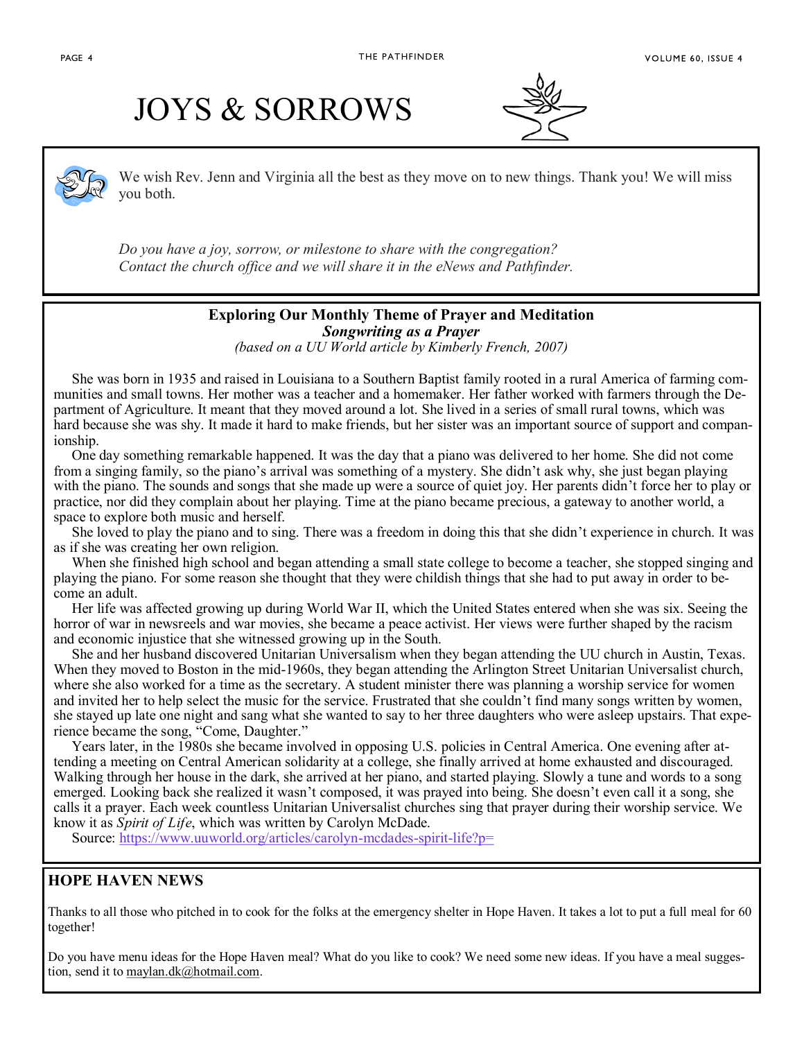# JOYS & SORROWS

We wish Rev. Jenn and Virginia all the best as they move on to new things. Thank you! We will miss you both.

*Do you have a joy, sorrow, or milestone to share with the congregation? Contact the church office and we will share it in the eNews and Pathfinder.*

## Exploring Our Monthly Theme of Prayer and Meditation

***Songwriting as a Prayer***

*(based on a UU World article by Kimberly French, 2007)*

She was born in 1935 and raised in Louisiana to a Southern Baptist family rooted in a rural America of farming communities and small towns. Her mother was a teacher and a homemaker. Her father worked with farmers through the Department of Agriculture. It meant that they moved around a lot. She lived in a series of small rural towns, which was hard because she was shy. It made it hard to make friends, but her sister was an important source of support and companionship.

One day something remarkable happened. It was the day that a piano was delivered to her home. She did not come from a singing family, so the piano's arrival was something of a mystery. She didn't ask why, she just began playing with the piano. The sounds and songs that she made up were a source of quiet joy. Her parents didn't force her to play or practice, nor did they complain about her playing. Time at the piano became precious, a gateway to another world, a space to explore both music and herself.

She loved to play the piano and to sing. There was a freedom in doing this that she didn't experience in church. It was as if she was creating her own religion.

When she finished high school and began attending a small state college to become a teacher, she stopped singing and playing the piano. For some reason she thought that they were childish things that she had to put away in order to become an adult.

Her life was affected growing up during World War II, which the United States entered when she was six. Seeing the horror of war in newsreels and war movies, she became a peace activist. Her views were further shaped by the racism and economic injustice that she witnessed growing up in the South.

She and her husband discovered Unitarian Universalism when they began attending the UU church in Austin, Texas. When they moved to Boston in the mid-1960s, they began attending the Arlington Street Unitarian Universalist church, where she also worked for a time as the secretary. A student minister there was planning a worship service for women and invited her to help select the music for the service. Frustrated that she couldn't find many songs written by women, she stayed up late one night and sang what she wanted to say to her three daughters who were asleep upstairs. That experience became the song, "Come, Daughter."

Years later, in the 1980s she became involved in opposing U.S. policies in Central America. One evening after attending a meeting on Central American solidarity at a college, she finally arrived at home exhausted and discouraged. Walking through her house in the dark, she arrived at her piano, and started playing. Slowly a tune and words to a song emerged. Looking back she realized it wasn't composed, it was prayed into being. She doesn't even call it a song, she calls it a prayer. Each week countless Unitarian Universalist churches sing that prayer during their worship service. We know it as *Spirit of Life*, which was written by Carolyn McDade.

Source: https://www.uuworld.org/articles/carolyn-mcdades-spirit-life?p=

## HOPE HAVEN NEWS

Thanks to all those who pitched in to cook for the folks at the emergency shelter in Hope Haven. It takes a lot to put a full meal for 60 together!

Do you have menu ideas for the Hope Haven meal? What do you like to cook? We need some new ideas. If you have a meal suggestion, send it to maylan.dk@hotmail.com.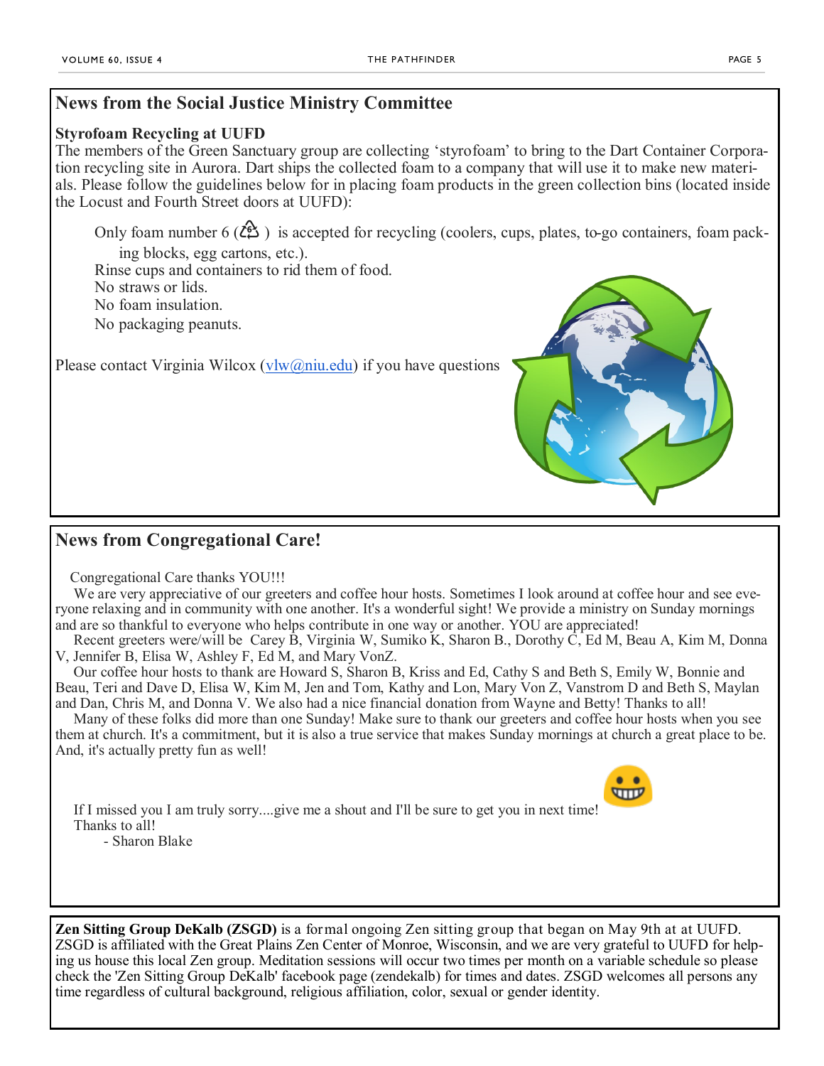## News from the Social Justice Ministry Committee

**Styrofoam Recycling at UUFD**

The members of the Green Sanctuary group are collecting 'styrofoam' to bring to the Dart Container Corporation recycling site in Aurora. Dart ships the collected foam to a company that will use it to make new materials. Please follow the guidelines below for in placing foam products in the green collection bins (located inside the Locust and Fourth Street doors at UUFD):

Only foam number 6 (♶) is accepted for recycling (coolers, cups, plates, to-go containers, foam packing blocks, egg cartons, etc.).
Rinse cups and containers to rid them of food.
No straws or lids.
No foam insulation.
No packaging peanuts.

Please contact Virginia Wilcox (vlw@niu.edu) if you have questions

## News from Congregational Care!

Congregational Care thanks YOU!!!

We are very appreciative of our greeters and coffee hour hosts. Sometimes I look around at coffee hour and see everyone relaxing and in community with one another. It's a wonderful sight! We provide a ministry on Sunday mornings and are so thankful to everyone who helps contribute in one way or another. YOU are appreciated!

Recent greeters were/will be Carey B, Virginia W, Sumiko K, Sharon B., Dorothy C, Ed M, Beau A, Kim M, Donna V, Jennifer B, Elisa W, Ashley F, Ed M, and Mary VonZ.

Our coffee hour hosts to thank are Howard S, Sharon B, Kriss and Ed, Cathy S and Beth S, Emily W, Bonnie and Beau, Teri and Dave D, Elisa W, Kim M, Jen and Tom, Kathy and Lon, Mary Von Z, Vanstrom D and Beth S, Maylan and Dan, Chris M, and Donna V. We also had a nice financial donation from Wayne and Betty! Thanks to all!

Many of these folks did more than one Sunday! Make sure to thank our greeters and coffee hour hosts when you see them at church. It's a commitment, but it is also a true service that makes Sunday mornings at church a great place to be. And, it's actually pretty fun as well!

If I missed you I am truly sorry....give me a shout and I'll be sure to get you in next time!
Thanks to all!
- Sharon Blake

**Zen Sitting Group DeKalb (ZSGD)** is a formal ongoing Zen sitting group that began on May 9th at at UUFD. ZSGD is affiliated with the Great Plains Zen Center of Monroe, Wisconsin, and we are very grateful to UUFD for helping us house this local Zen group. Meditation sessions will occur two times per month on a variable schedule so please check the 'Zen Sitting Group DeKalb' facebook page (zendekalb) for times and dates. ZSGD welcomes all persons any time regardless of cultural background, religious affiliation, color, sexual or gender identity.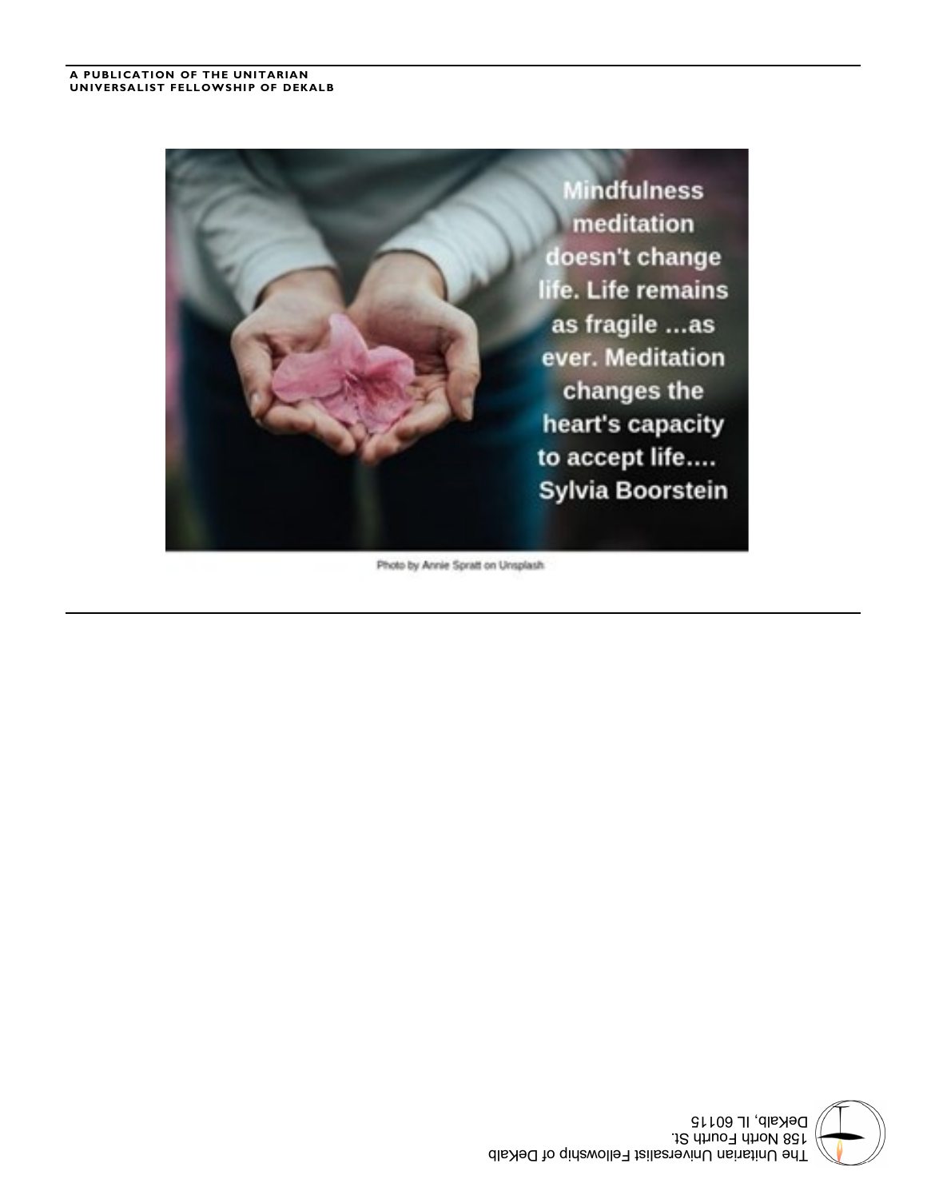A PUBLICATION OF THE UNITARIAN UNIVERSALIST FELLOWSHIP OF DEKALB

Mindfulness meditation doesn't change life. Life remains as fragile ...as ever. Meditation changes the heart's capacity to accept life.... Sylvia Boorstein

Photo by Annie Spratt on Unsplash

The Unitarian Universalist Fellowship of DeKalb
158 North Fourth St.
DeKalb, IL 60115